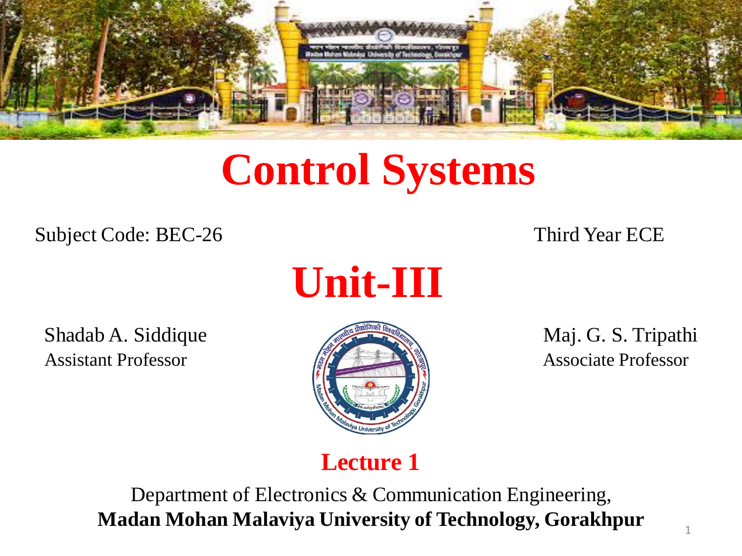# Control Systems

Subject Code: BEC-26

Third Year ECE

## Unit-III

Shadab A. Siddique
Assistant Professor

Maj. G. S. Tripathi
Associate Professor

**Lecture 1**

Department of Electronics & Communication Engineering,
**Madan Mohan Malaviya University of Technology, Gorakhpur**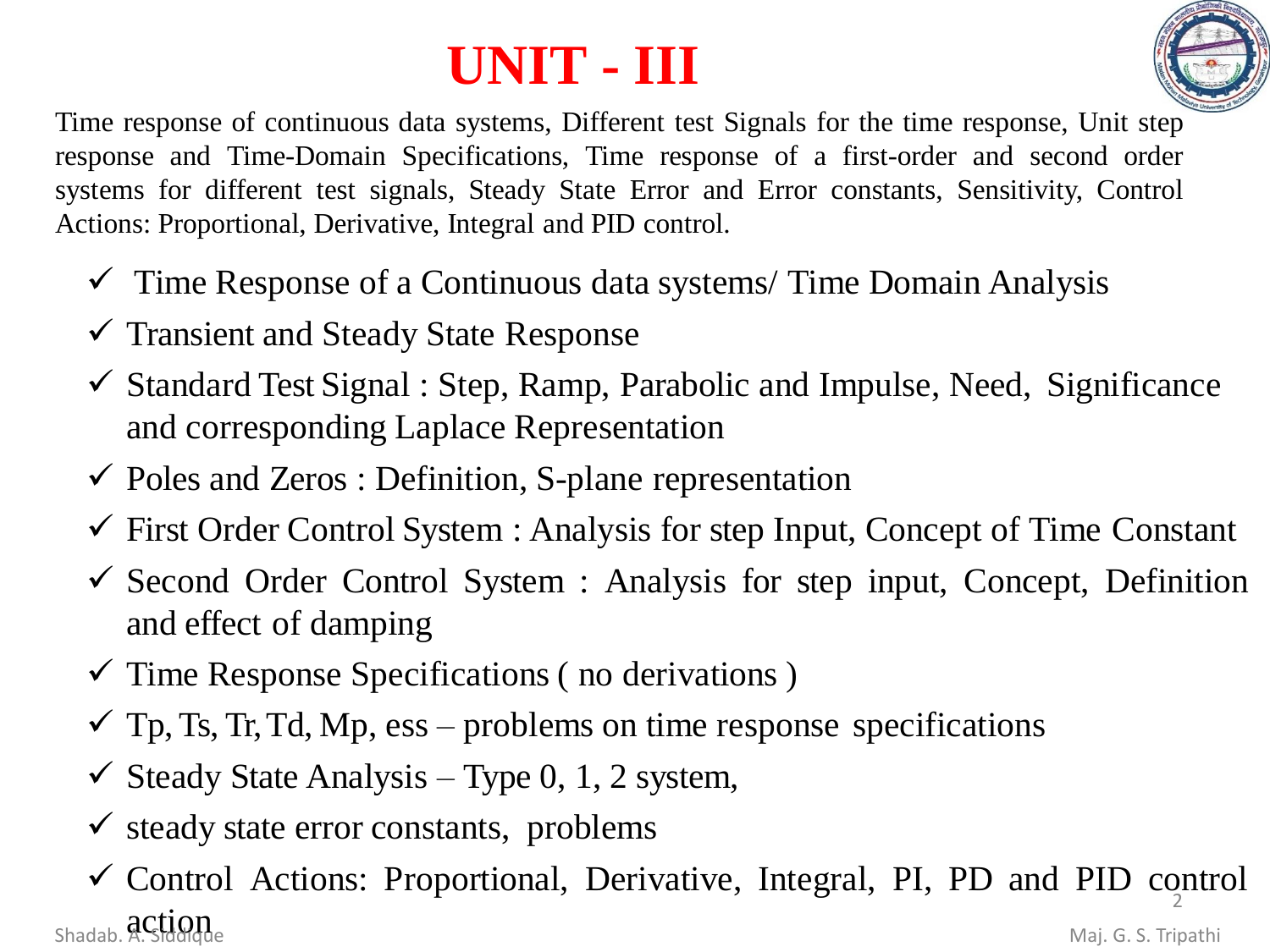# UNIT - III

Time response of continuous data systems, Different test Signals for the time response, Unit step response and Time-Domain Specifications, Time response of a first-order and second order systems for different test signals, Steady State Error and Error constants, Sensitivity, Control Actions: Proportional, Derivative, Integral and PID control.

- ✓ Time Response of a Continuous data systems/ Time Domain Analysis
- ✓ Transient and Steady State Response
- ✓ Standard Test Signal : Step, Ramp, Parabolic and Impulse, Need, Significance and corresponding Laplace Representation
- ✓ Poles and Zeros : Definition, S-plane representation
- ✓ First Order Control System : Analysis for step Input, Concept of Time Constant
- ✓ Second Order Control System : Analysis for step input, Concept, Definition and effect of damping
- ✓ Time Response Specifications ( no derivations )
- ✓ Tp, Ts, Tr, Td, Mp, ess – problems on time response specifications
- ✓ Steady State Analysis – Type 0, 1, 2 system,
- ✓ steady state error constants, problems
- ✓ Control Actions: Proportional, Derivative, Integral, PI, PD and PID control action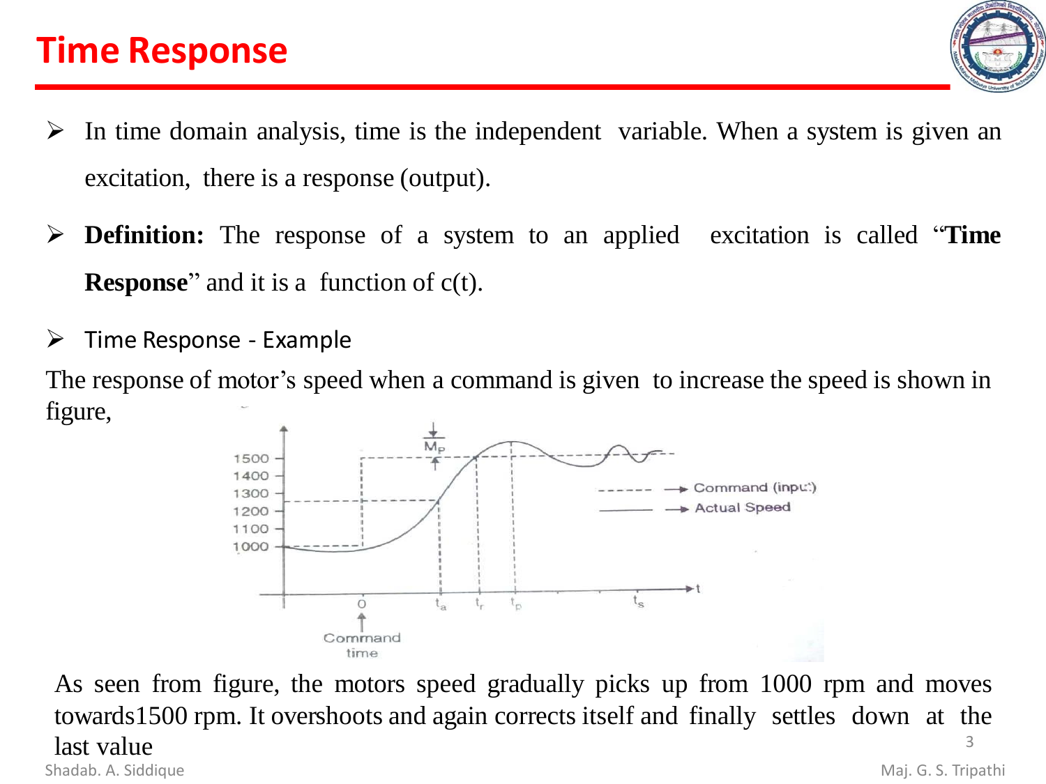# Time Response

- In time domain analysis, time is the independent variable. When a system is given an excitation, there is a response (output).
- **Definition:** The response of a system to an applied excitation is called "**Time Response**" and it is a function of c(t).
- Time Response - Example

The response of motor's speed when a command is given to increase the speed is shown in figure,

As seen from figure, the motors speed gradually picks up from 1000 rpm and moves towards1500 rpm. It overshoots and again corrects itself and finally settles down at the last value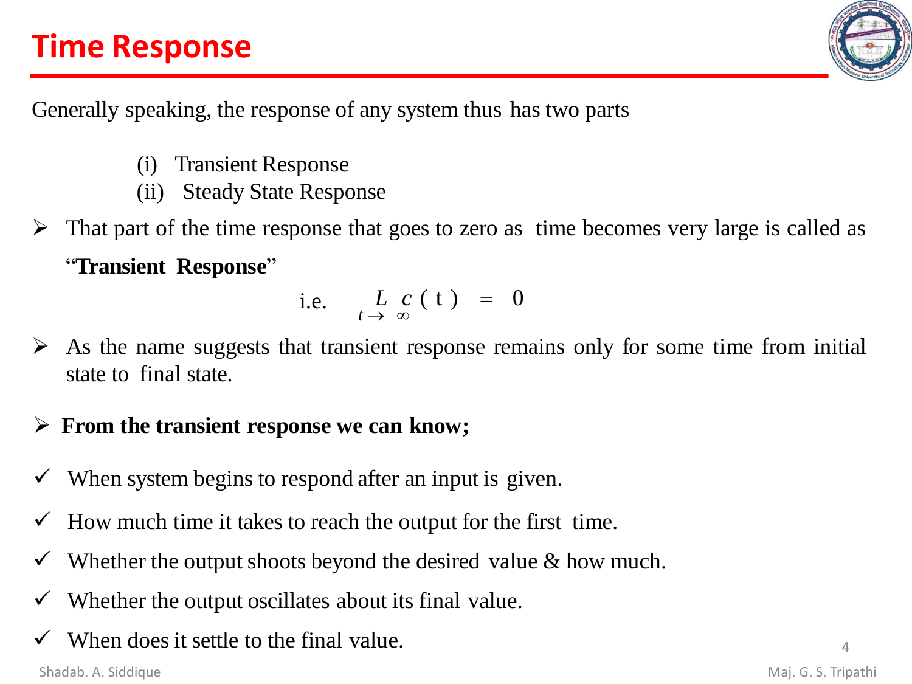## Time Response

Generally speaking, the response of any system thus has two parts

(i) Transient Response
(ii) Steady State Response

- That part of the time response that goes to zero as time becomes very large is called as "**Transient Response**"

  i.e. $$\underset{t \to \infty}{L} c(t) = 0$$

- As the name suggests that transient response remains only for some time from initial state to final state.

- **From the transient response we can know;**

✓ When system begins to respond after an input is given.

✓ How much time it takes to reach the output for the first time.

✓ Whether the output shoots beyond the desired value & how much.

✓ Whether the output oscillates about its final value.

✓ When does it settle to the final value.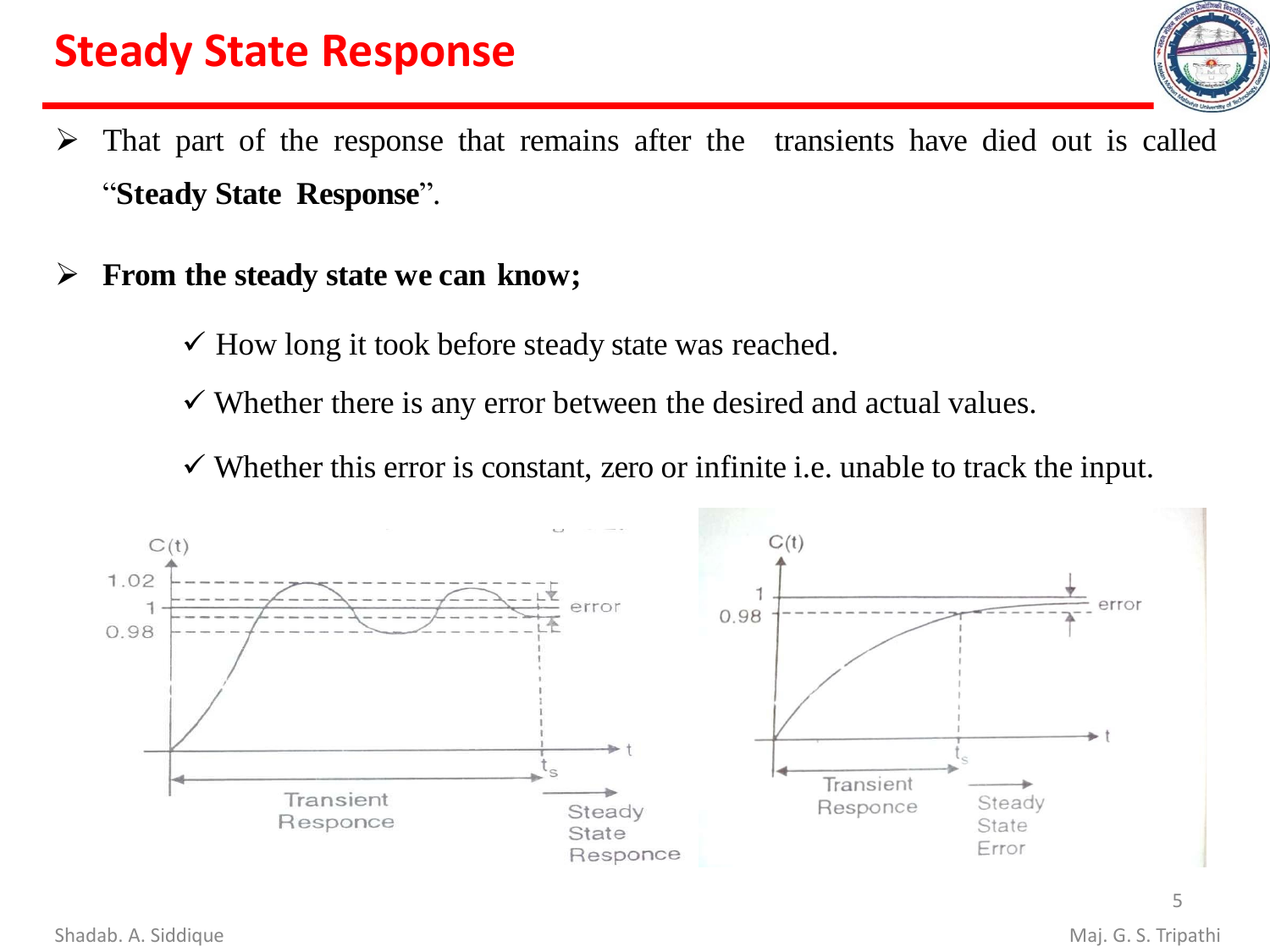# Steady State Response

- That part of the response that remains after the transients have died out is called "**Steady State Response**".

- **From the steady state we can know;**
  - ✓ How long it took before steady state was reached.
  - ✓ Whether there is any error between the desired and actual values.
  - ✓ Whether this error is constant, zero or infinite i.e. unable to track the input.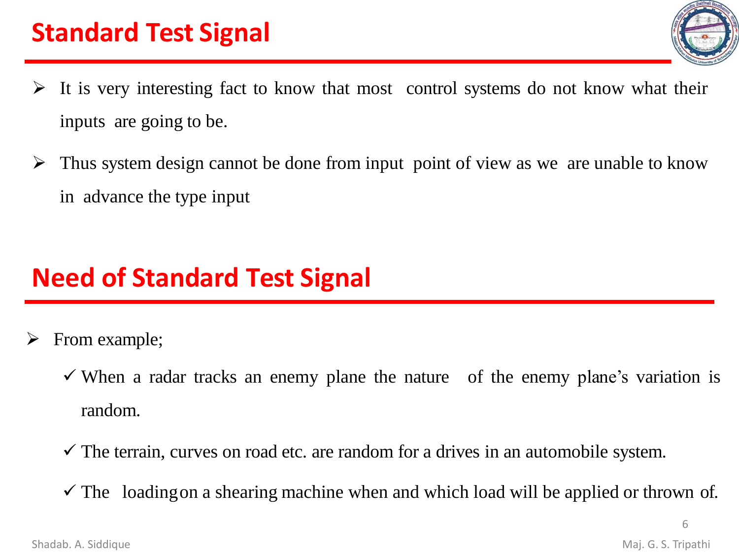# Standard Test Signal

- It is very interesting fact to know that most control systems do not know what their inputs are going to be.
- Thus system design cannot be done from input point of view as we are unable to know in advance the type input

# Need of Standard Test Signal

- From example;
  - ✓ When a radar tracks an enemy plane the nature of the enemy plane's variation is random.
  - ✓ The terrain, curves on road etc. are random for a drives in an automobile system.
  - ✓ The loading on a shearing machine when and which load will be applied or thrown of.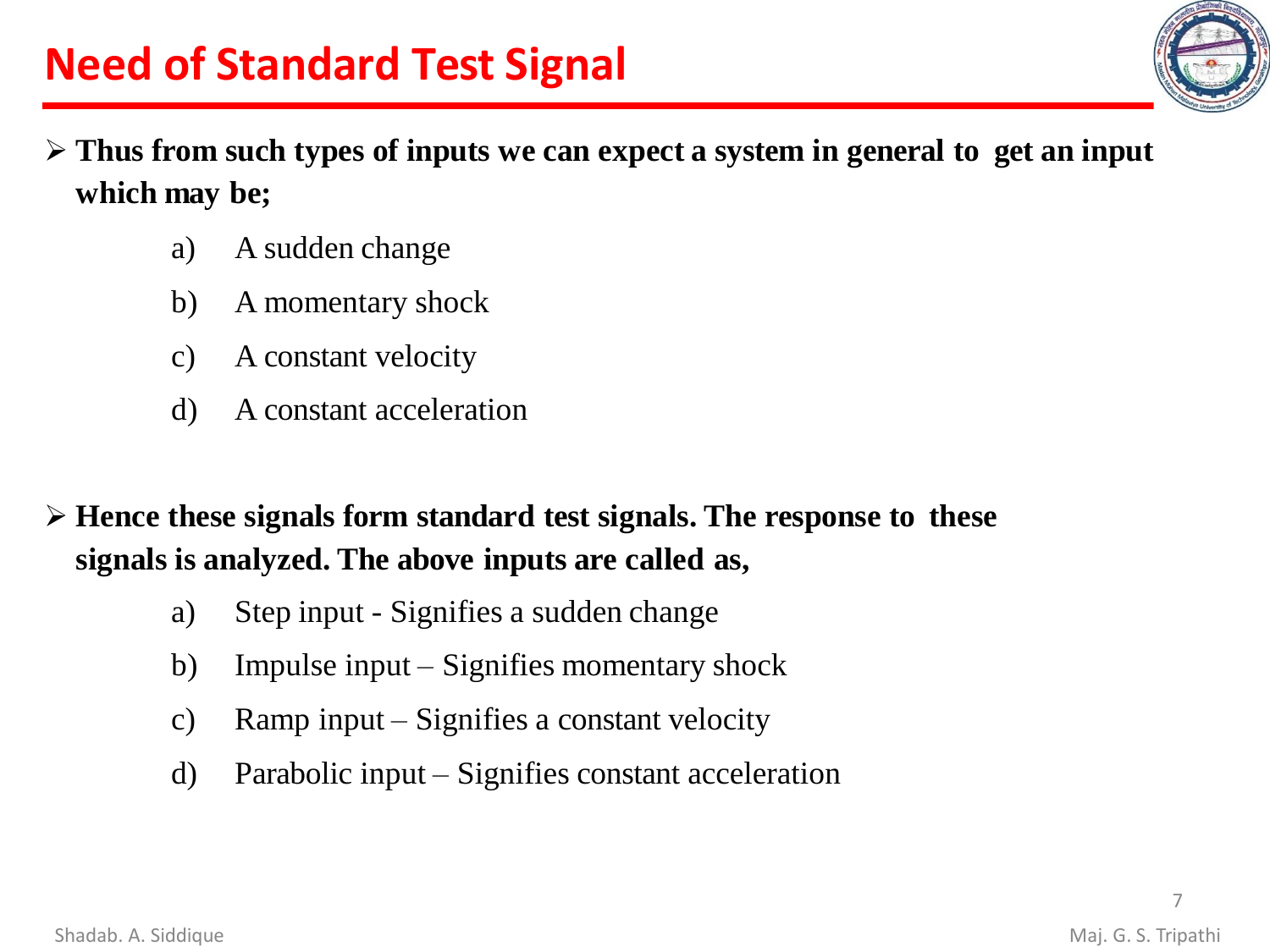# Need of Standard Test Signal

- **Thus from such types of inputs we can expect a system in general to get an input which may be;**

  a) A sudden change

  b) A momentary shock

  c) A constant velocity

  d) A constant acceleration

- **Hence these signals form standard test signals. The response to these signals is analyzed. The above inputs are called as,**

  a) Step input - Signifies a sudden change

  b) Impulse input – Signifies momentary shock

  c) Ramp input – Signifies a constant velocity

  d) Parabolic input – Signifies constant acceleration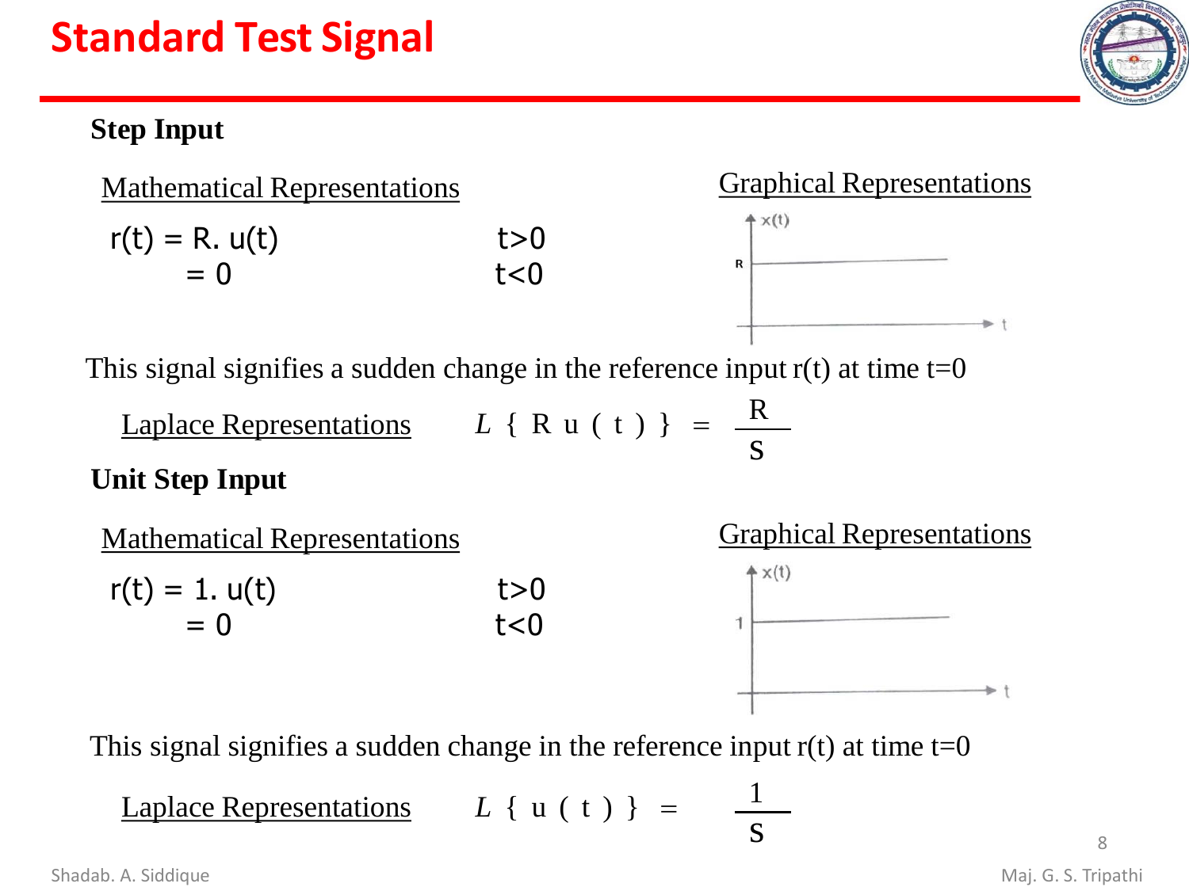# Standard Test Signal

## Step Input

Mathematical Representations

$$r(t) = R.\, u(t) \qquad t>0$$
$$= 0 \qquad t<0$$

Graphical Representations

This signal signifies a sudden change in the reference input r(t) at time t=0

Laplace Representations $\quad L\{R\,u(t)\} = \dfrac{R}{s}$

## Unit Step Input

Mathematical Representations

$$r(t) = 1.\, u(t) \qquad t>0$$
$$= 0 \qquad t<0$$

Graphical Representations

This signal signifies a sudden change in the reference input r(t) at time t=0

Laplace Representations $\quad L\{u(t)\} = \dfrac{1}{s}$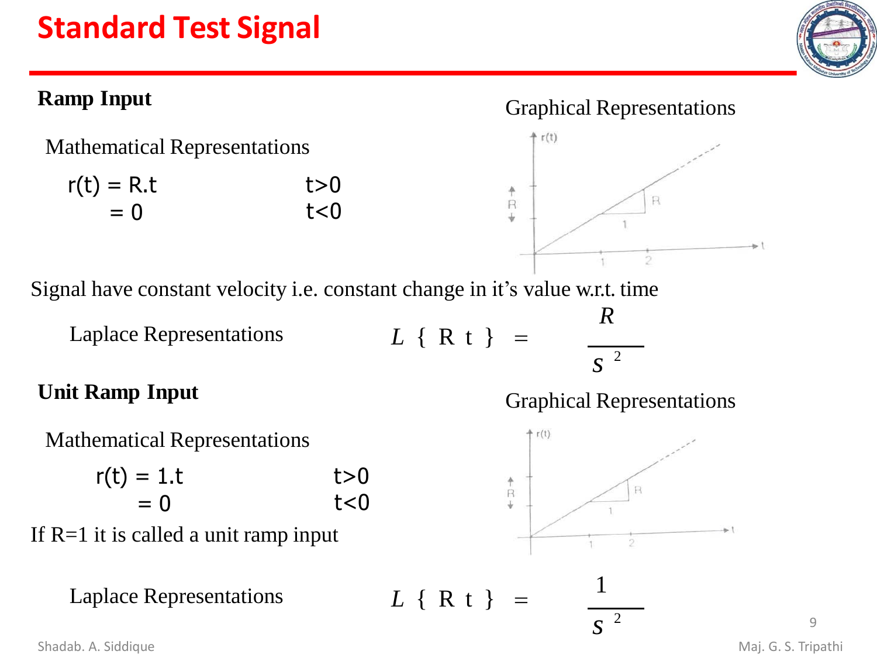# Standard Test Signal

## Ramp Input

Mathematical Representations

$$r(t) = R.t \qquad t>0$$
$$= 0 \qquad t<0$$

Graphical Representations

Signal have constant velocity i.e. constant change in it's value w.r.t. time

Laplace Representations

$$L\{Rt\} = \frac{R}{s^2}$$

## Unit Ramp Input

Mathematical Representations

$$r(t) = 1.t \qquad t>0$$
$$= 0 \qquad t<0$$

If R=1 it is called a unit ramp input

Graphical Representations

Laplace Representations

$$L\{Rt\} = \frac{1}{s^2}$$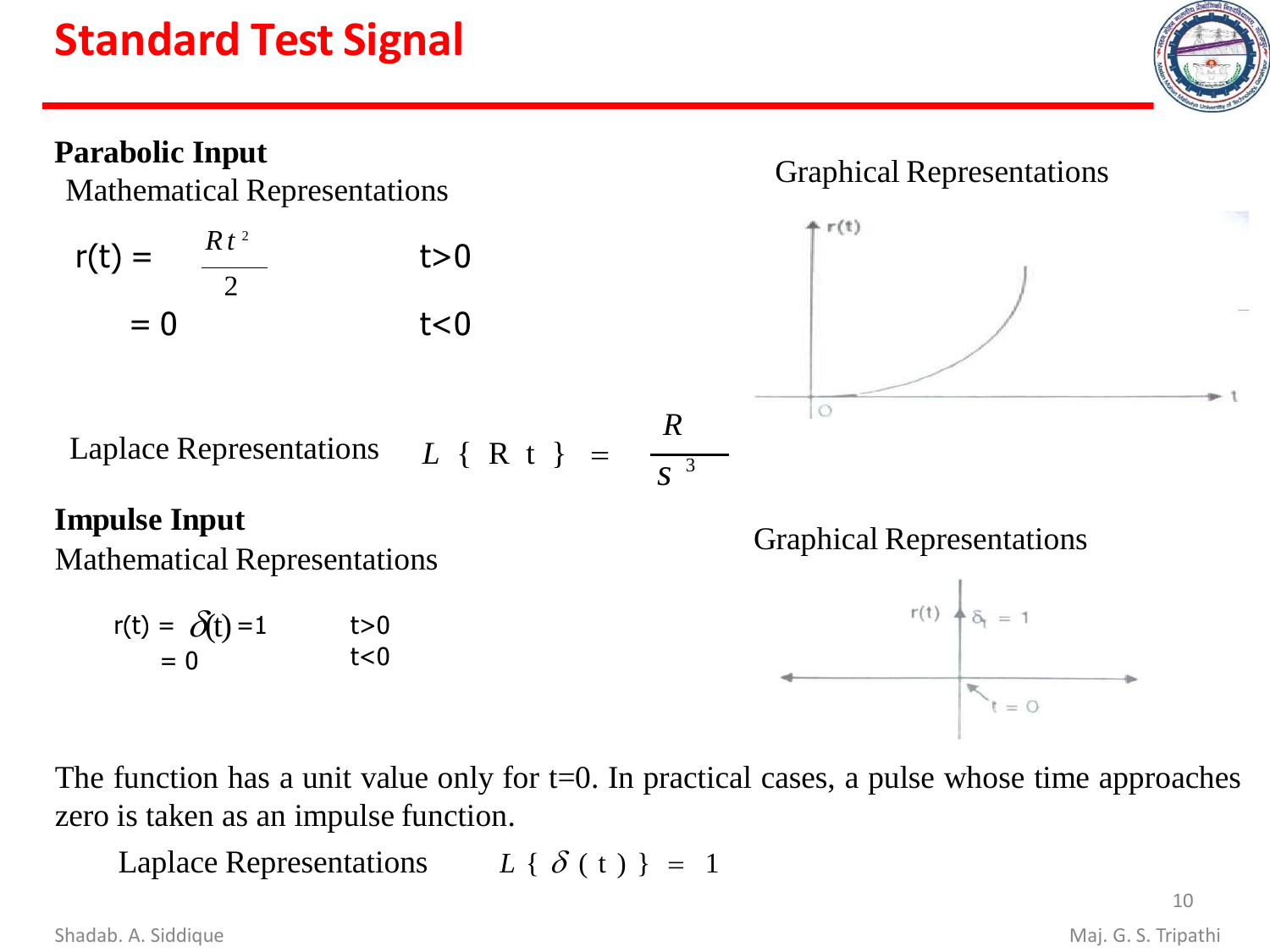# Standard Test Signal

**Parabolic Input**

Mathematical Representations

$$r(t) = \frac{Rt^2}{2} \qquad t>0$$

$$= 0 \qquad t<0$$

Graphical Representations

Laplace Representations $L\{Rt\} = \dfrac{R}{S^3}$

**Impulse Input**

Mathematical Representations

$$r(t) = \delta(t) = 1 \qquad t>0$$

$$= 0 \qquad t<0$$

Graphical Representations

The function has a unit value only for t=0. In practical cases, a pulse whose time approaches zero is taken as an impulse function.

Laplace Representations $L\{\delta(t)\} = 1$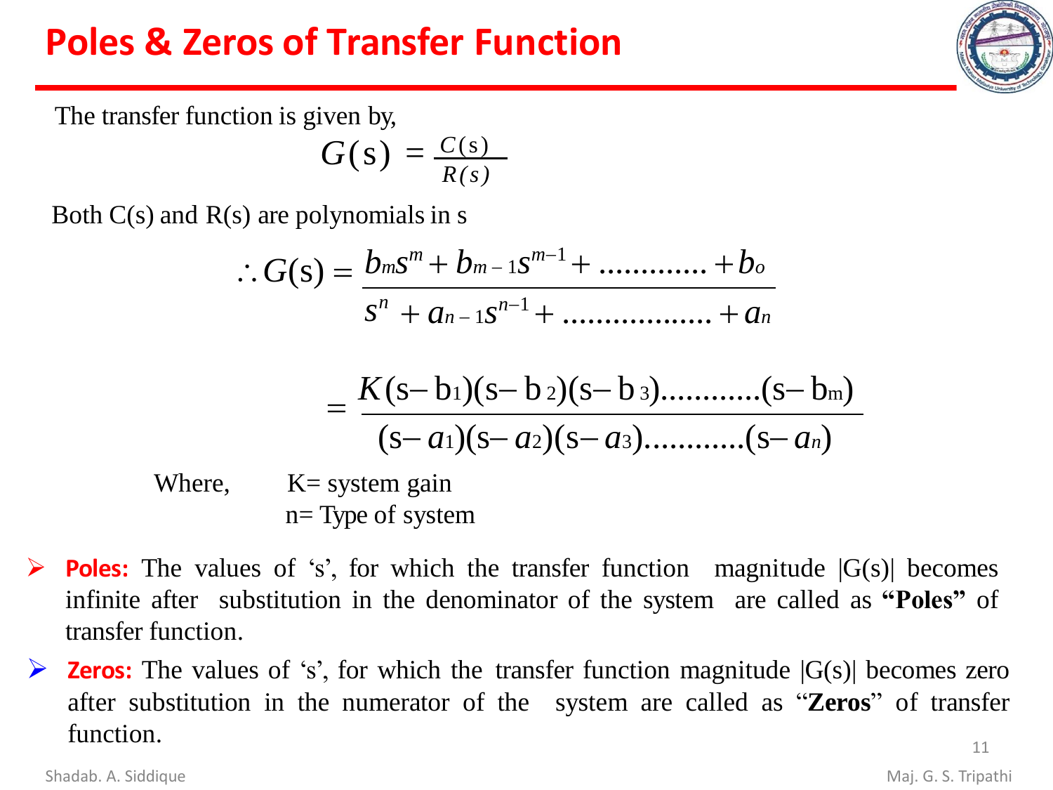# Poles & Zeros of Transfer Function

The transfer function is given by,

$$G(s) = \frac{C(s)}{R(s)}$$

Both C(s) and R(s) are polynomials in s

$$\therefore G(s) = \frac{b_m s^m + b_{m-1} s^{m-1} + \ldots\ldots\ldots\ldots + b_o}{s^n + a_{n-1} s^{n-1} + \ldots\ldots\ldots\ldots\ldots\ldots + a_n}$$

$$= \frac{K(s-b_1)(s-b_2)(s-b_3)\ldots\ldots\ldots\ldots(s-b_m)}{(s-a_1)(s-a_2)(s-a_3)\ldots\ldots\ldots\ldots(s-a_n)}$$

Where, K= system gain
n= Type of system

- **Poles:** The values of 's', for which the transfer function magnitude |G(s)| becomes infinite after substitution in the denominator of the system are called as **"Poles"** of transfer function.
- **Zeros:** The values of 's', for which the transfer function magnitude |G(s)| becomes zero after substitution in the numerator of the system are called as "**Zeros**" of transfer function.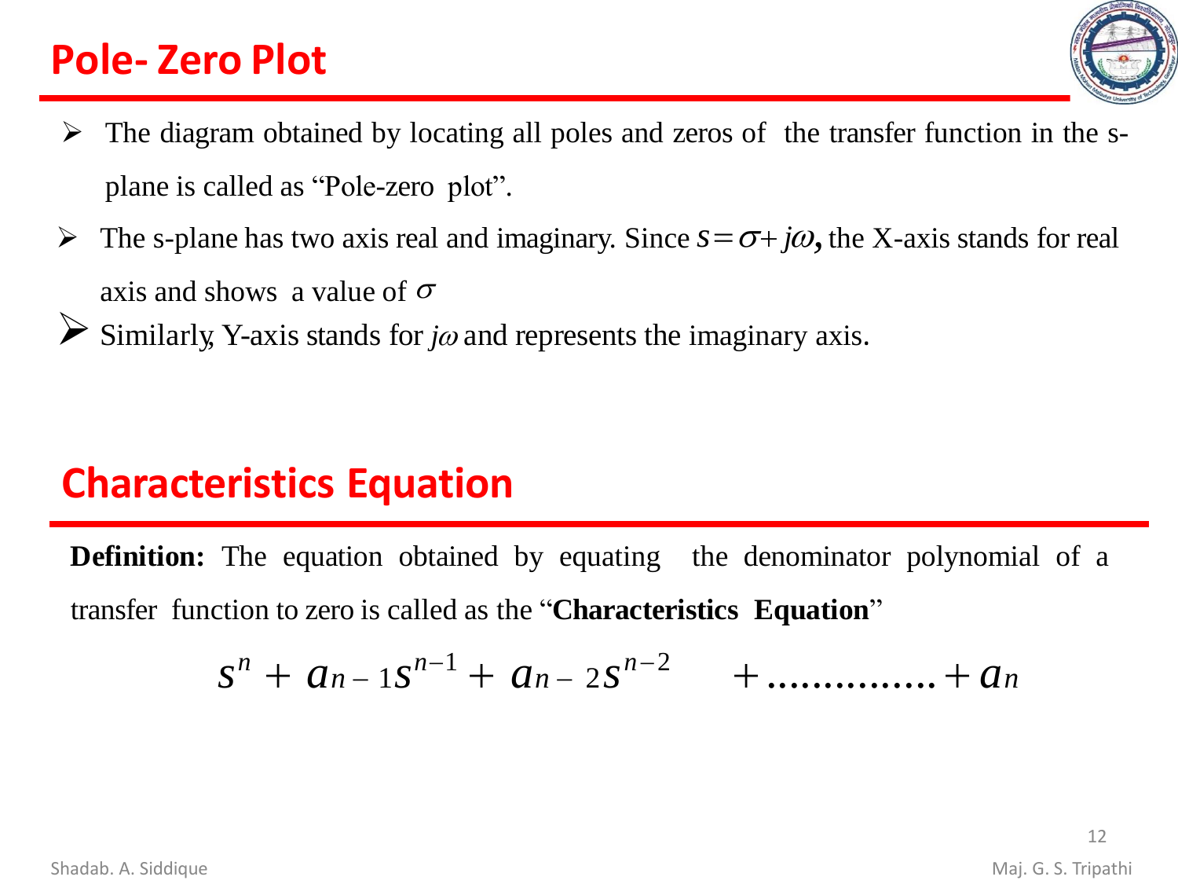## Pole- Zero Plot

- The diagram obtained by locating all poles and zeros of the transfer function in the s-plane is called as "Pole-zero plot".
- The s-plane has two axis real and imaginary. Since $s = \sigma + j\omega$**,** the X-axis stands for real axis and shows a value of $\sigma$
- Similarly, Y-axis stands for $j\omega$ and represents the imaginary axis.

## Characteristics Equation

**Definition:** The equation obtained by equating the denominator polynomial of a transfer function to zero is called as the "**Characteristics Equation**"

$$s^n + a_{n-1}s^{n-1} + a_{n-2}s^{n-2} + \ldots\ldots\ldots\ldots\ldots + a_n$$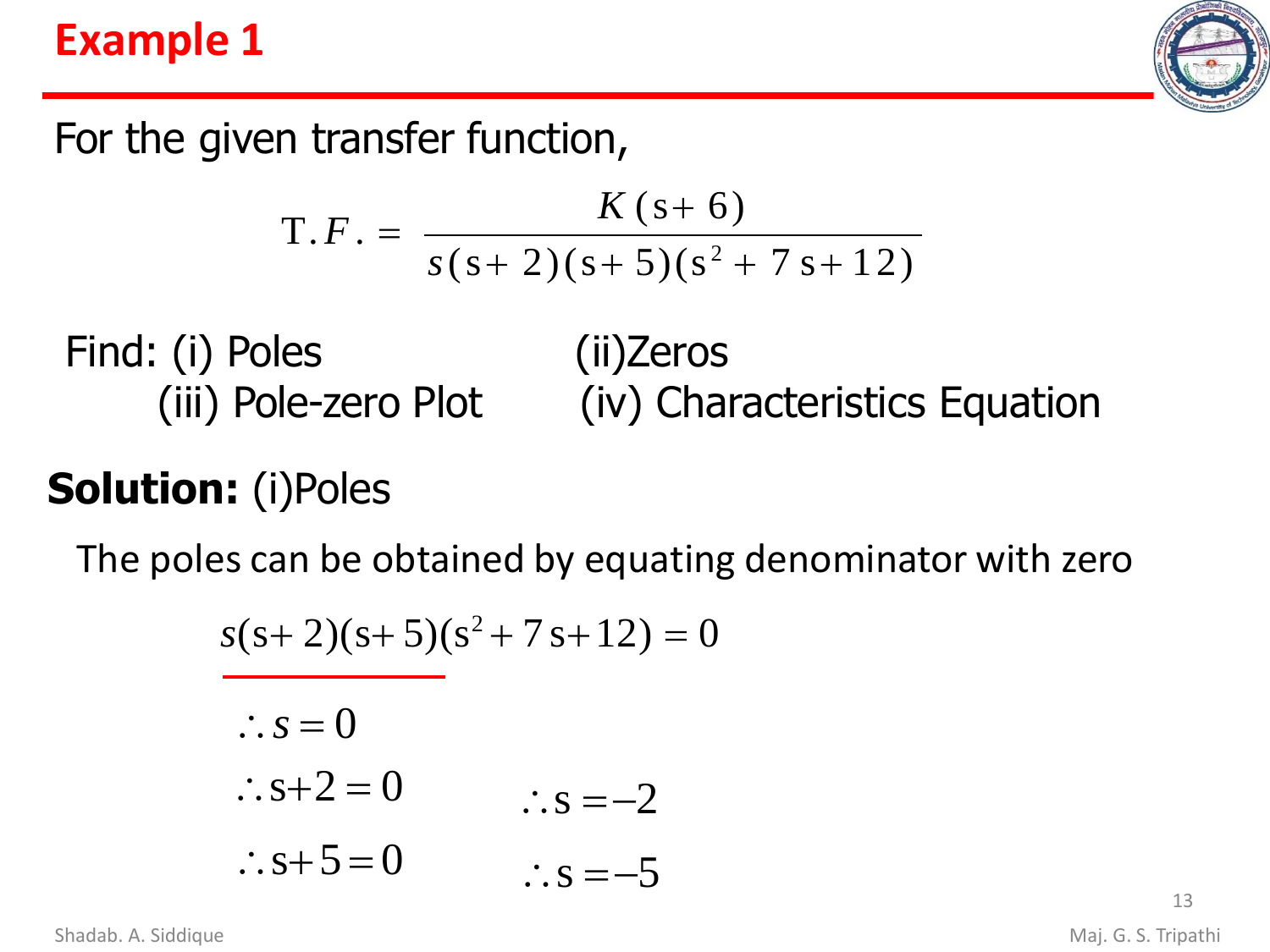# Example 1

For the given transfer function,

$$\text{T.}F. = \frac{K(s+6)}{s(s+2)(s+5)(s^2+7s+12)}$$

Find: (i) Poles (ii) Zeros (iii) Pole-zero Plot (iv) Characteristics Equation

**Solution:** (i)Poles

The poles can be obtained by equating denominator with zero

$$s(s+2)(s+5)(s^2+7s+12) = 0$$

$$\therefore s = 0$$

$$\therefore s+2 = 0 \qquad \therefore s = -2$$

$$\therefore s+5 = 0 \qquad \therefore s = -5$$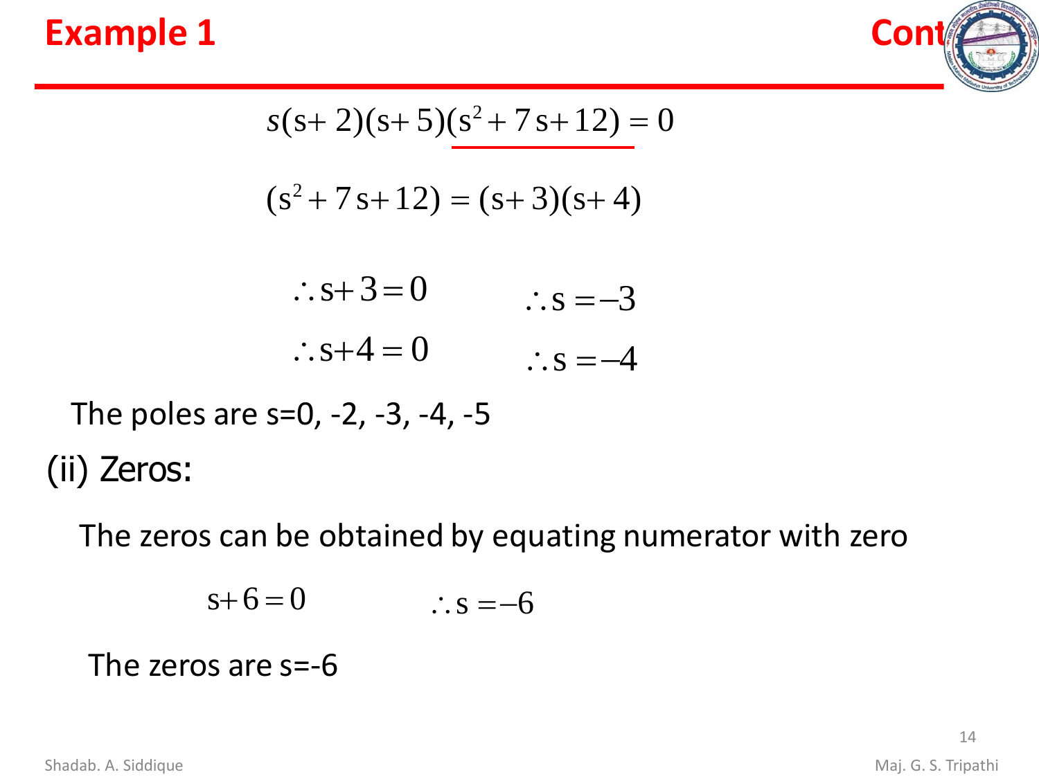## Example 1

Cont

$$s(s+2)(s+5)(s^2+7s+12)=0$$

$$(s^2+7s+12)=(s+3)(s+4)$$

$$\therefore s+3=0 \qquad \therefore s=-3$$

$$\therefore s+4=0 \qquad \therefore s=-4$$

The poles are s=0, -2, -3, -4, -5

(ii) Zeros:

The zeros can be obtained by equating numerator with zero

$$s+6=0 \qquad \therefore s=-6$$

The zeros are s=-6

Shadab. A. Siddique

Maj. G. S. Tripathi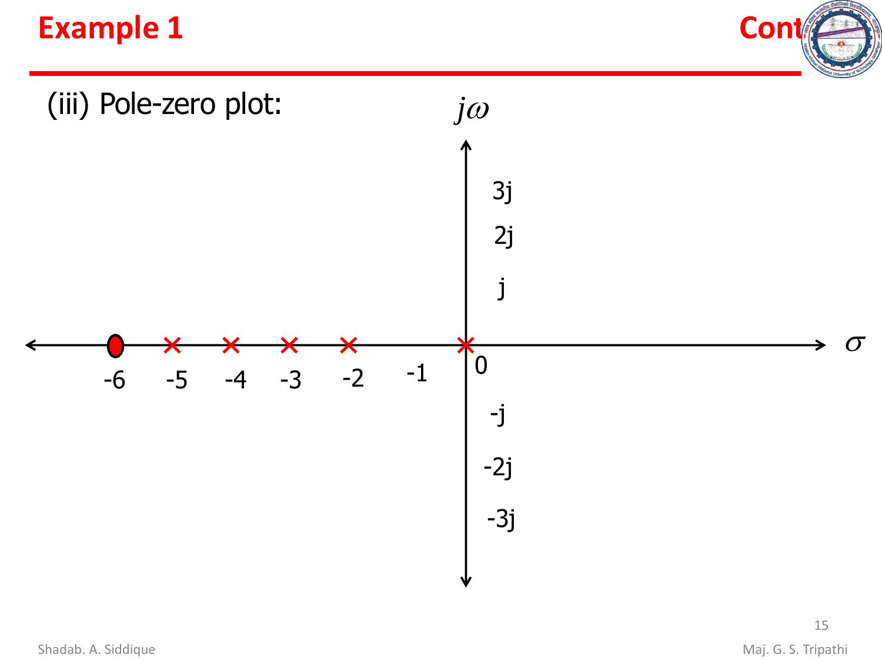## Example 1

(iii) Pole-zero plot: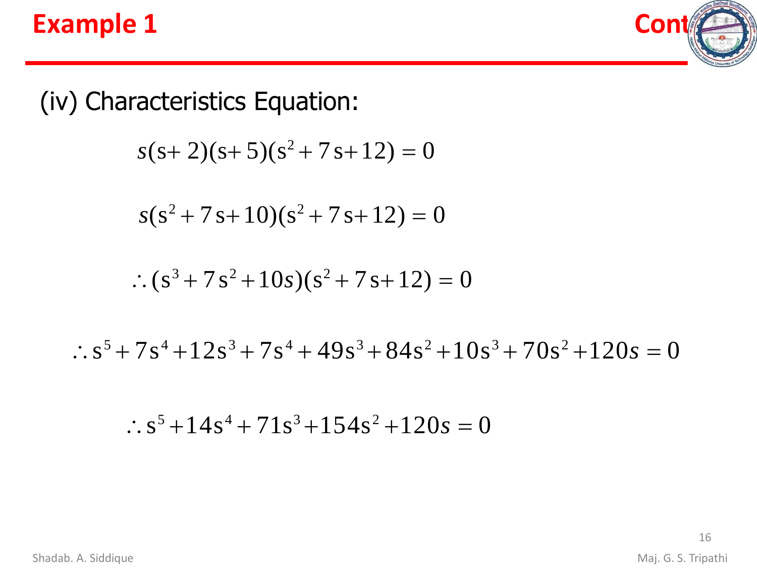# Example 1

(iv) Characteristics Equation:

$$s(s+2)(s+5)(s^2+7s+12)=0$$

$$s(s^2+7s+10)(s^2+7s+12)=0$$

$$\therefore (s^3+7s^2+10s)(s^2+7s+12)=0$$

$$\therefore s^5+7s^4+12s^3+7s^4+49s^3+84s^2+10s^3+70s^2+120s=0$$

$$\therefore s^5+14s^4+71s^3+154s^2+120s=0$$